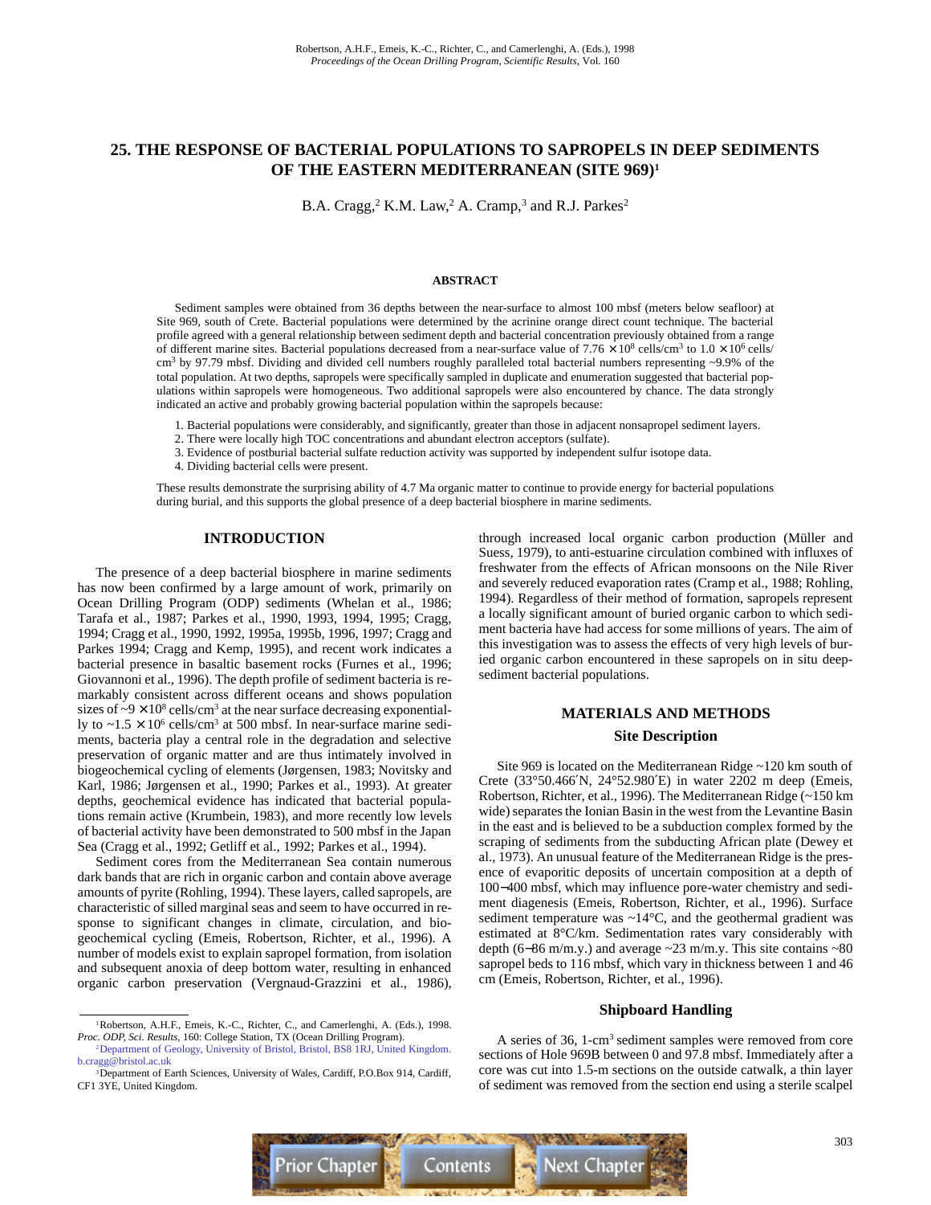Robertson, A.H.F., Emeis, K.-C., Richter, C., and Camerlenghi, A. (Eds.), 1998
*Proceedings of the Ocean Drilling Program, Scientific Results,* Vol. 160

# 25. THE RESPONSE OF BACTERIAL POPULATIONS TO SAPROPELS IN DEEP SEDIMENTS OF THE EASTERN MEDITERRANEAN (SITE 969)[1]

B.A. Cragg,[2] K.M. Law,[2] A. Cramp,[3] and R.J. Parkes[2]

## ABSTRACT

Sediment samples were obtained from 36 depths between the near-surface to almost 100 mbsf (meters below seafloor) at Site 969, south of Crete. Bacterial populations were determined by the acrinine orange direct count technique. The bacterial profile agreed with a general relationship between sediment depth and bacterial concentration previously obtained from a range of different marine sites. Bacterial populations decreased from a near-surface value of $7.76 \times 10^8$ cells/cm$^3$ to $1.0 \times 10^6$ cells/cm$^3$ by 97.79 mbsf. Dividing and divided cell numbers roughly paralleled total bacterial numbers representing ~9.9% of the total population. At two depths, sapropels were specifically sampled in duplicate and enumeration suggested that bacterial populations within sapropels were homogeneous. Two additional sapropels were also encountered by chance. The data strongly indicated an active and probably growing bacterial population within the sapropels because:

1. Bacterial populations were considerably, and significantly, greater than those in adjacent nonsapropel sediment layers.
2. There were locally high TOC concentrations and abundant electron acceptors (sulfate).
3. Evidence of postburial bacterial sulfate reduction activity was supported by independent sulfur isotope data.
4. Dividing bacterial cells were present.

These results demonstrate the surprising ability of 4.7 Ma organic matter to continue to provide energy for bacterial populations during burial, and this supports the global presence of a deep bacterial biosphere in marine sediments.

## INTRODUCTION

The presence of a deep bacterial biosphere in marine sediments has now been confirmed by a large amount of work, primarily on Ocean Drilling Program (ODP) sediments (Whelan et al., 1986; Tarafa et al., 1987; Parkes et al., 1990, 1993, 1994, 1995; Cragg, 1994; Cragg et al., 1990, 1992, 1995a, 1995b, 1996, 1997; Cragg and Parkes 1994; Cragg and Kemp, 1995), and recent work indicates a bacterial presence in basaltic basement rocks (Furnes et al., 1996; Giovannoni et al., 1996). The depth profile of sediment bacteria is remarkably consistent across different oceans and shows population sizes of ~$9 \times 10^8$ cells/cm$^3$ at the near surface decreasing exponentially to ~$1.5 \times 10^6$ cells/cm$^3$ at 500 mbsf. In near-surface marine sediments, bacteria play a central role in the degradation and selective preservation of organic matter and are thus intimately involved in biogeochemical cycling of elements (Jørgensen, 1983; Novitsky and Karl, 1986; Jørgensen et al., 1990; Parkes et al., 1993). At greater depths, geochemical evidence has indicated that bacterial populations remain active (Krumbein, 1983), and more recently low levels of bacterial activity have been demonstrated to 500 mbsf in the Japan Sea (Cragg et al., 1992; Getliff et al., 1992; Parkes et al., 1994).

Sediment cores from the Mediterranean Sea contain numerous dark bands that are rich in organic carbon and contain above average amounts of pyrite (Rohling, 1994). These layers, called sapropels, are characteristic of silled marginal seas and seem to have occurred in response to significant changes in climate, circulation, and biogeochemical cycling (Emeis, Robertson, Richter, et al., 1996). A number of models exist to explain sapropel formation, from isolation and subsequent anoxia of deep bottom water, resulting in enhanced organic carbon preservation (Vergnaud-Grazzini et al., 1986), through increased local organic carbon production (Müller and Suess, 1979), to anti-estuarine circulation combined with influxes of freshwater from the effects of African monsoons on the Nile River and severely reduced evaporation rates (Cramp et al., 1988; Rohling, 1994). Regardless of their method of formation, sapropels represent a locally significant amount of buried organic carbon to which sediment bacteria have had access for some millions of years. The aim of this investigation was to assess the effects of very high levels of buried organic carbon encountered in these sapropels on in situ deep-sediment bacterial populations.

## MATERIALS AND METHODS

### Site Description

Site 969 is located on the Mediterranean Ridge ~120 km south of Crete (33°50.466′N, 24°52.980′E) in water 2202 m deep (Emeis, Robertson, Richter, et al., 1996). The Mediterranean Ridge (~150 km wide) separates the Ionian Basin in the west from the Levantine Basin in the east and is believed to be a subduction complex formed by the scraping of sediments from the subducting African plate (Dewey et al., 1973). An unusual feature of the Mediterranean Ridge is the presence of evaporitic deposits of uncertain composition at a depth of 100−400 mbsf, which may influence pore-water chemistry and sediment diagenesis (Emeis, Robertson, Richter, et al., 1996). Surface sediment temperature was ~14°C, and the geothermal gradient was estimated at 8°C/km. Sedimentation rates vary considerably with depth (6−86 m/m.y.) and average ~23 m/m.y. This site contains ~80 sapropel beds to 116 mbsf, which vary in thickness between 1 and 46 cm (Emeis, Robertson, Richter, et al., 1996).

### Shipboard Handling

A series of 36, 1-cm$^3$ sediment samples were removed from core sections of Hole 969B between 0 and 97.8 mbsf. Immediately after a core was cut into 1.5-m sections on the outside catwalk, a thin layer of sediment was removed from the section end using a sterile scalpel

[1]Robertson, A.H.F., Emeis, K.-C., Richter, C., and Camerlenghi, A. (Eds.), 1998. *Proc. ODP, Sci. Results,* 160: College Station, TX (Ocean Drilling Program).
[2]Department of Geology, University of Bristol, Bristol, BS8 1RJ, United Kingdom. b.cragg@bristol.ac.uk
[3]Department of Earth Sciences, University of Wales, Cardiff, P.O.Box 914, Cardiff, CF1 3YE, United Kingdom.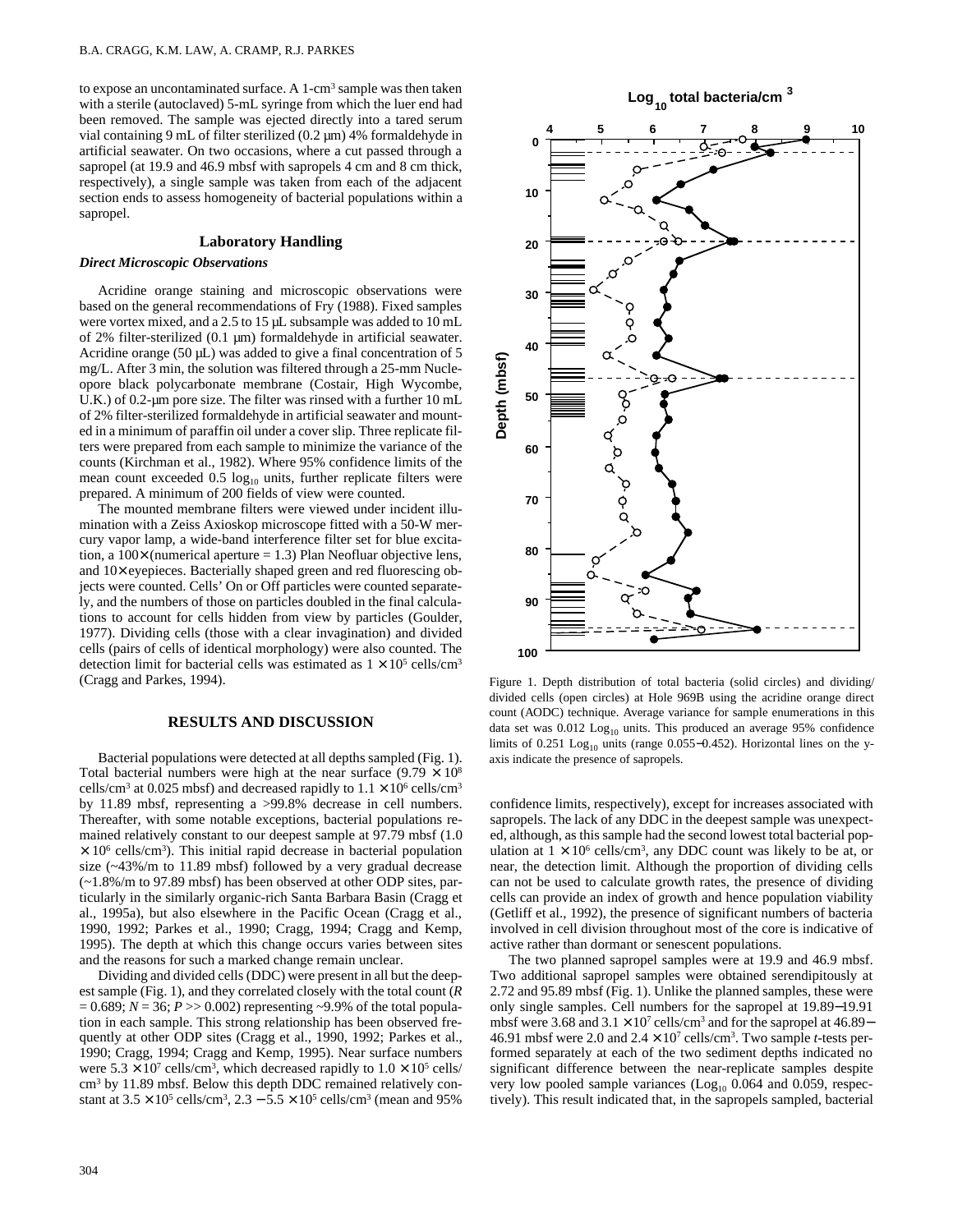to expose an uncontaminated surface. A 1-cm³ sample was then taken with a sterile (autoclaved) 5-mL syringe from which the luer end had been removed. The sample was ejected directly into a tared serum vial containing 9 mL of filter sterilized (0.2 µm) 4% formaldehyde in artificial seawater. On two occasions, where a cut passed through a sapropel (at 19.9 and 46.9 mbsf with sapropels 4 cm and 8 cm thick, respectively), a single sample was taken from each of the adjacent section ends to assess homogeneity of bacterial populations within a sapropel.

## Laboratory Handling

### *Direct Microscopic Observations*

Acridine orange staining and microscopic observations were based on the general recommendations of Fry (1988). Fixed samples were vortex mixed, and a 2.5 to 15 µL subsample was added to 10 mL of 2% filter-sterilized (0.1 µm) formaldehyde in artificial seawater. Acridine orange (50 µL) was added to give a final concentration of 5 mg/L. After 3 min, the solution was filtered through a 25-mm Nucleopore black polycarbonate membrane (Costair, High Wycombe, U.K.) of 0.2-µm pore size. The filter was rinsed with a further 10 mL of 2% filter-sterilized formaldehyde in artificial seawater and mounted in a minimum of paraffin oil under a cover slip. Three replicate filters were prepared from each sample to minimize the variance of the counts (Kirchman et al., 1982). Where 95% confidence limits of the mean count exceeded 0.5 $\log_{10}$ units, further replicate filters were prepared. A minimum of 200 fields of view were counted.

The mounted membrane filters were viewed under incident illumination with a Zeiss Axioskop microscope fitted with a 50-W mercury vapor lamp, a wide-band interference filter set for blue excitation, a 100× (numerical aperture = 1.3) Plan Neofluar objective lens, and 10× eyepieces. Bacterially shaped green and red fluorescing objects were counted. Cells' On or Off particles were counted separately, and the numbers of those on particles doubled in the final calculations to account for cells hidden from view by particles (Goulder, 1977). Dividing cells (those with a clear invagination) and divided cells (pairs of cells of identical morphology) were also counted. The detection limit for bacterial cells was estimated as $1 \times 10^5$ cells/cm³ (Cragg and Parkes, 1994).

## RESULTS AND DISCUSSION

Bacterial populations were detected at all depths sampled (Fig. 1). Total bacterial numbers were high at the near surface ($9.79 \times 10^8$ cells/cm³ at 0.025 mbsf) and decreased rapidly to $1.1 \times 10^6$ cells/cm³ by 11.89 mbsf, representing a >99.8% decrease in cell numbers. Thereafter, with some notable exceptions, bacterial populations remained relatively constant to our deepest sample at 97.79 mbsf ($1.0 \times 10^6$ cells/cm³). This initial rapid decrease in bacterial population size (~43%/m to 11.89 mbsf) followed by a very gradual decrease (~1.8%/m to 97.89 mbsf) has been observed at other ODP sites, particularly in the similarly organic-rich Santa Barbara Basin (Cragg et al., 1995a), but also elsewhere in the Pacific Ocean (Cragg et al., 1990, 1992; Parkes et al., 1990; Cragg, 1994; Cragg and Kemp, 1995). The depth at which this change occurs varies between sites and the reasons for such a marked change remain unclear.

Dividing and divided cells (DDC) were present in all but the deepest sample (Fig. 1), and they correlated closely with the total count ($R = 0.689$; $N = 36$; $P >> 0.002$) representing ~9.9% of the total population in each sample. This strong relationship has been observed frequently at other ODP sites (Cragg et al., 1990, 1992; Parkes et al., 1990; Cragg, 1994; Cragg and Kemp, 1995). Near surface numbers were $5.3 \times 10^7$ cells/cm³, which decreased rapidly to $1.0 \times 10^5$ cells/cm³ by 11.89 mbsf. Below this depth DDC remained relatively constant at $3.5 \times 10^5$ cells/cm³, $2.3 - 5.5 \times 10^5$ cells/cm³ (mean and 95% confidence limits, respectively), except for increases associated with sapropels. The lack of any DDC in the deepest sample was unexpected, although, as this sample had the second lowest total bacterial population at $1 \times 10^6$ cells/cm³, any DDC count was likely to be at, or near, the detection limit. Although the proportion of dividing cells can not be used to calculate growth rates, the presence of dividing cells can provide an index of growth and hence population viability (Getliff et al., 1992), the presence of significant numbers of bacteria involved in cell division throughout most of the core is indicative of active rather than dormant or senescent populations.

The two planned sapropel samples were at 19.9 and 46.9 mbsf. Two additional sapropel samples were obtained serendipitously at 2.72 and 95.89 mbsf (Fig. 1). Unlike the planned samples, these were only single samples. Cell numbers for the sapropel at 19.89−19.91 mbsf were 3.68 and $3.1 \times 10^7$ cells/cm³ and for the sapropel at 46.89−46.91 mbsf were 2.0 and $2.4 \times 10^7$ cells/cm³. Two sample *t*-tests performed separately at each of the two sediment depths indicated no significant difference between the near-replicate samples despite very low pooled sample variances ($\log_{10}$ 0.064 and 0.059, respectively). This result indicated that, in the sapropels sampled, bacterial

Figure 1. Depth distribution of total bacteria (solid circles) and dividing/divided cells (open circles) at Hole 969B using the acridine orange direct count (AODC) technique. Average variance for sample enumerations in this data set was 0.012 $\log_{10}$ units. This produced an average 95% confidence limits of 0.251 $\log_{10}$ units (range 0.055−0.452). Horizontal lines on the y-axis indicate the presence of sapropels.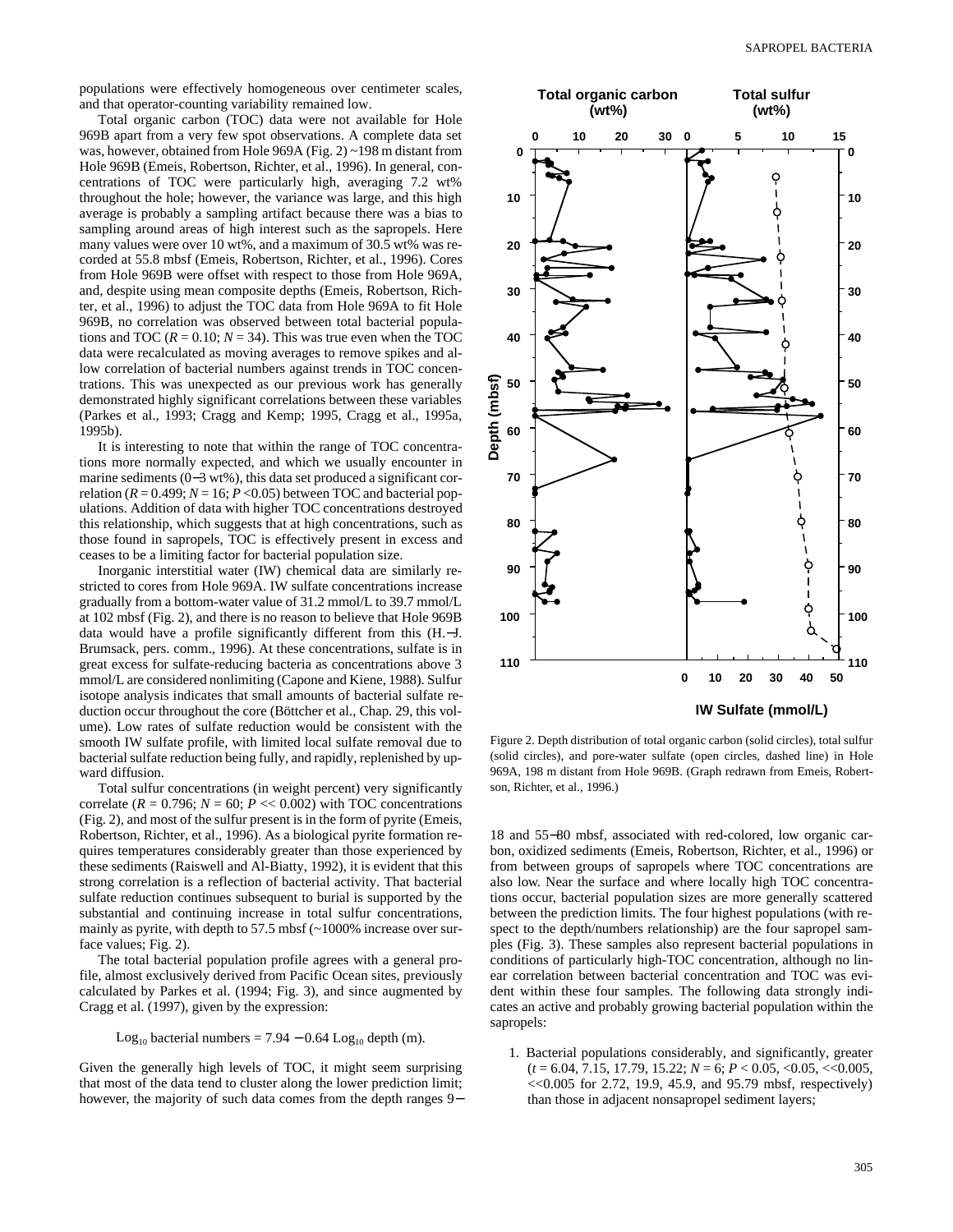populations were effectively homogeneous over centimeter scales, and that operator-counting variability remained low.

Total organic carbon (TOC) data were not available for Hole 969B apart from a very few spot observations. A complete data set was, however, obtained from Hole 969A (Fig. 2) ~198 m distant from Hole 969B (Emeis, Robertson, Richter, et al., 1996). In general, concentrations of TOC were particularly high, averaging 7.2 wt% throughout the hole; however, the variance was large, and this high average is probably a sampling artifact because there was a bias to sampling around areas of high interest such as the sapropels. Here many values were over 10 wt%, and a maximum of 30.5 wt% was recorded at 55.8 mbsf (Emeis, Robertson, Richter, et al., 1996). Cores from Hole 969B were offset with respect to those from Hole 969A, and, despite using mean composite depths (Emeis, Robertson, Richter, et al., 1996) to adjust the TOC data from Hole 969A to fit Hole 969B, no correlation was observed between total bacterial populations and TOC ($R = 0.10$; $N = 34$). This was true even when the TOC data were recalculated as moving averages to remove spikes and allow correlation of bacterial numbers against trends in TOC concentrations. This was unexpected as our previous work has generally demonstrated highly significant correlations between these variables (Parkes et al., 1993; Cragg and Kemp; 1995, Cragg et al., 1995a, 1995b).

It is interesting to note that within the range of TOC concentrations more normally expected, and which we usually encounter in marine sediments (0−3 wt%), this data set produced a significant correlation ($R = 0.499$; $N = 16$; $P < 0.05$) between TOC and bacterial populations. Addition of data with higher TOC concentrations destroyed this relationship, which suggests that at high concentrations, such as those found in sapropels, TOC is effectively present in excess and ceases to be a limiting factor for bacterial population size.

Inorganic interstitial water (IW) chemical data are similarly restricted to cores from Hole 969A. IW sulfate concentrations increase gradually from a bottom-water value of 31.2 mmol/L to 39.7 mmol/L at 102 mbsf (Fig. 2), and there is no reason to believe that Hole 969B data would have a profile significantly different from this (H.−J. Brumsack, pers. comm., 1996). At these concentrations, sulfate is in great excess for sulfate-reducing bacteria as concentrations above 3 mmol/L are considered nonlimiting (Capone and Kiene, 1988). Sulfur isotope analysis indicates that small amounts of bacterial sulfate reduction occur throughout the core (Böttcher et al., Chap. 29, this volume). Low rates of sulfate reduction would be consistent with the smooth IW sulfate profile, with limited local sulfate removal due to bacterial sulfate reduction being fully, and rapidly, replenished by upward diffusion.

Total sulfur concentrations (in weight percent) very significantly correlate ($R = 0.796$; $N = 60$; $P << 0.002$) with TOC concentrations (Fig. 2), and most of the sulfur present is in the form of pyrite (Emeis, Robertson, Richter, et al., 1996). As a biological pyrite formation requires temperatures considerably greater than those experienced by these sediments (Raiswell and Al-Biatty, 1992), it is evident that this strong correlation is a reflection of bacterial activity. That bacterial sulfate reduction continues subsequent to burial is supported by the substantial and continuing increase in total sulfur concentrations, mainly as pyrite, with depth to 57.5 mbsf (~1000% increase over surface values; Fig. 2).

The total bacterial population profile agrees with a general profile, almost exclusively derived from Pacific Ocean sites, previously calculated by Parkes et al. (1994; Fig. 3), and since augmented by Cragg et al. (1997), given by the expression:

$$\text{Log}_{10} \text{ bacterial numbers} = 7.94 - 0.64 \text{ Log}_{10} \text{ depth (m)}.$$

Given the generally high levels of TOC, it might seem surprising that most of the data tend to cluster along the lower prediction limit; however, the majority of such data comes from the depth ranges 9−18 and 55−80 mbsf, associated with red-colored, low organic carbon, oxidized sediments (Emeis, Robertson, Richter, et al., 1996) or from between groups of sapropels where TOC concentrations are also low. Near the surface and where locally high TOC concentrations occur, bacterial population sizes are more generally scattered between the prediction limits. The four highest populations (with respect to the depth/numbers relationship) are the four sapropel samples (Fig. 3). These samples also represent bacterial populations in conditions of particularly high-TOC concentration, although no linear correlation between bacterial concentration and TOC was evident within these four samples. The following data strongly indicates an active and probably growing bacterial population within the sapropels:

1. Bacterial populations considerably, and significantly, greater ($t = 6.04, 7.15, 17.79, 15.22$; $N = 6$; $P < 0.05, <0.05, <<0.005, <<0.005$ for 2.72, 19.9, 45.9, and 95.79 mbsf, respectively) than those in adjacent nonsapropel sediment layers;

Figure 2. Depth distribution of total organic carbon (solid circles), total sulfur (solid circles), and pore-water sulfate (open circles, dashed line) in Hole 969A, 198 m distant from Hole 969B. (Graph redrawn from Emeis, Robertson, Richter, et al., 1996.)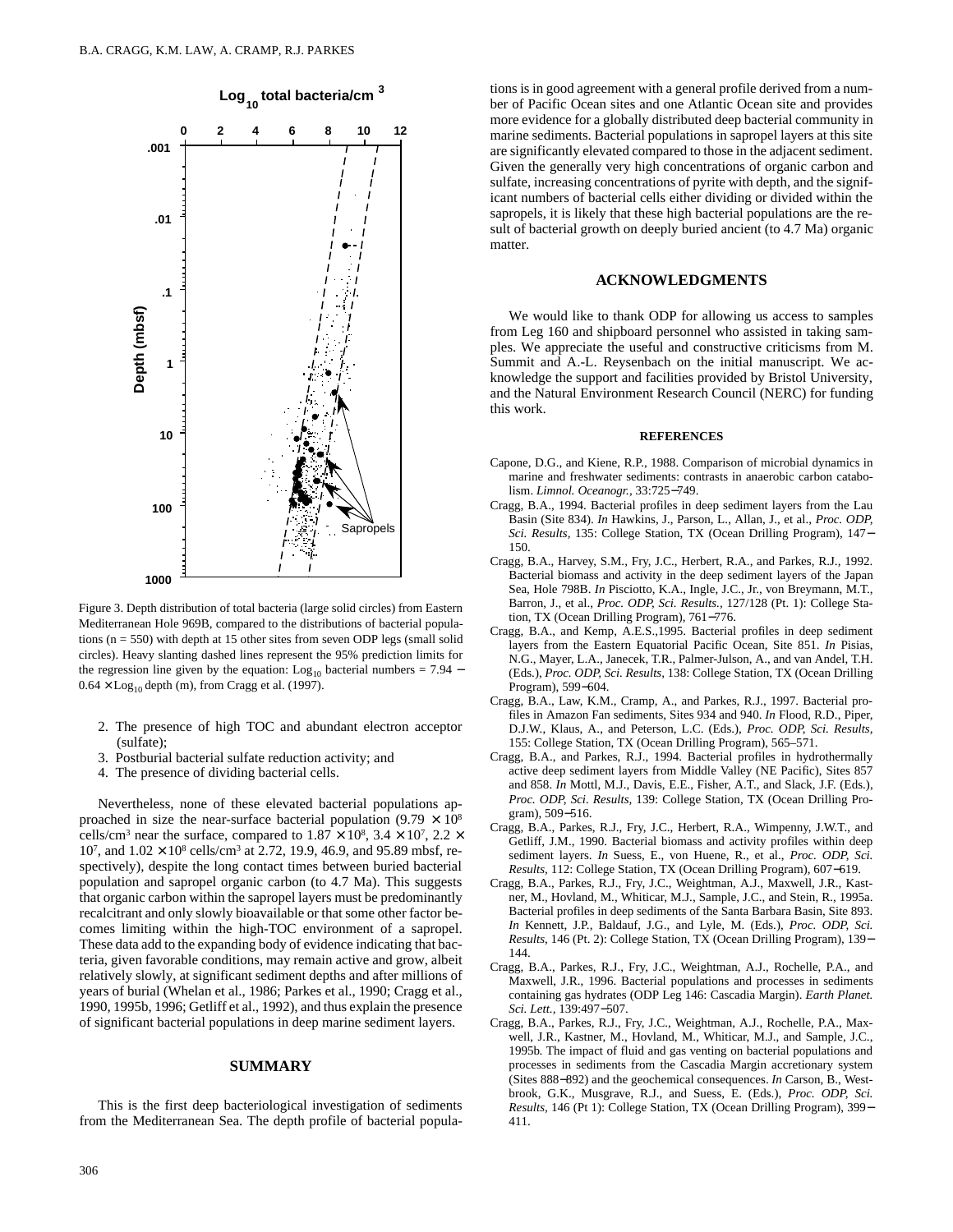Figure 3. Depth distribution of total bacteria (large solid circles) from Eastern Mediterranean Hole 969B, compared to the distributions of bacterial populations (n = 550) with depth at 15 other sites from seven ODP legs (small solid circles). Heavy slanting dashed lines represent the 95% prediction limits for the regression line given by the equation: $\text{Log}_{10}$ bacterial numbers = 7.94 − 0.64 × $\text{Log}_{10}$ depth (m), from Cragg et al. (1997).

2. The presence of high TOC and abundant electron acceptor (sulfate);
3. Postburial bacterial sulfate reduction activity; and
4. The presence of dividing bacterial cells.

Nevertheless, none of these elevated bacterial populations approached in size the near-surface bacterial population ($9.79 \times 10^8$ cells/cm$^3$ near the surface, compared to $1.87 \times 10^8$, $3.4 \times 10^7$, $2.2 \times 10^7$, and $1.02 \times 10^8$ cells/cm$^3$ at 2.72, 19.9, 46.9, and 95.89 mbsf, respectively), despite the long contact times between buried bacterial population and sapropel organic carbon (to 4.7 Ma). This suggests that organic carbon within the sapropel layers must be predominantly recalcitrant and only slowly bioavailable or that some other factor becomes limiting within the high-TOC environment of a sapropel. These data add to the expanding body of evidence indicating that bacteria, given favorable conditions, may remain active and grow, albeit relatively slowly, at significant sediment depths and after millions of years of burial (Whelan et al., 1986; Parkes et al., 1990; Cragg et al., 1990, 1995b, 1996; Getliff et al., 1992), and thus explain the presence of significant bacterial populations in deep marine sediment layers.

## SUMMARY

This is the first deep bacteriological investigation of sediments from the Mediterranean Sea. The depth profile of bacterial populations is in good agreement with a general profile derived from a number of Pacific Ocean sites and one Atlantic Ocean site and provides more evidence for a globally distributed deep bacterial community in marine sediments. Bacterial populations in sapropel layers at this site are significantly elevated compared to those in the adjacent sediment. Given the generally very high concentrations of organic carbon and sulfate, increasing concentrations of pyrite with depth, and the significant numbers of bacterial cells either dividing or divided within the sapropels, it is likely that these high bacterial populations are the result of bacterial growth on deeply buried ancient (to 4.7 Ma) organic matter.

## ACKNOWLEDGMENTS

We would like to thank ODP for allowing us access to samples from Leg 160 and shipboard personnel who assisted in taking samples. We appreciate the useful and constructive criticisms from M. Summit and A.-L. Reysenbach on the initial manuscript. We acknowledge the support and facilities provided by Bristol University, and the Natural Environment Research Council (NERC) for funding this work.

### REFERENCES

Capone, D.G., and Kiene, R.P., 1988. Comparison of microbial dynamics in marine and freshwater sediments: contrasts in anaerobic carbon catabolism. *Limnol. Oceanogr.,* 33:725−749.

Cragg, B.A., 1994. Bacterial profiles in deep sediment layers from the Lau Basin (Site 834). *In* Hawkins, J., Parson, L., Allan, J., et al., *Proc. ODP, Sci. Results,* 135: College Station, TX (Ocean Drilling Program), 147−150.

Cragg, B.A., Harvey, S.M., Fry, J.C., Herbert, R.A., and Parkes, R.J., 1992. Bacterial biomass and activity in the deep sediment layers of the Japan Sea, Hole 798B. *In* Pisciotto, K.A., Ingle, J.C., Jr., von Breymann, M.T., Barron, J., et al., *Proc. ODP, Sci. Results.,* 127/128 (Pt. 1): College Station, TX (Ocean Drilling Program), 761−776.

Cragg, B.A., and Kemp, A.E.S.,1995. Bacterial profiles in deep sediment layers from the Eastern Equatorial Pacific Ocean, Site 851. *In* Pisias, N.G., Mayer, L.A., Janecek, T.R., Palmer-Julson, A., and van Andel, T.H. (Eds.), *Proc. ODP, Sci. Results,* 138: College Station, TX (Ocean Drilling Program), 599−604.

Cragg, B.A., Law, K.M., Cramp, A., and Parkes, R.J., 1997. Bacterial profiles in Amazon Fan sediments, Sites 934 and 940. *In* Flood, R.D., Piper, D.J.W., Klaus, A., and Peterson, L.C. (Eds.), *Proc. ODP, Sci. Results,* 155: College Station, TX (Ocean Drilling Program), 565–571.

Cragg, B.A., and Parkes, R.J., 1994. Bacterial profiles in hydrothermally active deep sediment layers from Middle Valley (NE Pacific), Sites 857 and 858. *In* Mottl, M.J., Davis, E.E., Fisher, A.T., and Slack, J.F. (Eds.), *Proc. ODP, Sci. Results,* 139: College Station, TX (Ocean Drilling Program), 509−516.

Cragg, B.A., Parkes, R.J., Fry, J.C., Herbert, R.A., Wimpenny, J.W.T., and Getliff, J.M., 1990. Bacterial biomass and activity profiles within deep sediment layers. *In* Suess, E., von Huene, R., et al., *Proc. ODP, Sci. Results,* 112: College Station, TX (Ocean Drilling Program), 607−619.

Cragg, B.A., Parkes, R.J., Fry, J.C., Weightman, A.J., Maxwell, J.R., Kastner, M., Hovland, M., Whiticar, M.J., Sample, J.C., and Stein, R., 1995a. Bacterial profiles in deep sediments of the Santa Barbara Basin, Site 893. *In* Kennett, J.P., Baldauf, J.G., and Lyle, M. (Eds.), *Proc. ODP, Sci. Results,* 146 (Pt. 2): College Station, TX (Ocean Drilling Program), 139−144.

Cragg, B.A., Parkes, R.J., Fry, J.C., Weightman, A.J., Rochelle, P.A., and Maxwell, J.R., 1996. Bacterial populations and processes in sediments containing gas hydrates (ODP Leg 146: Cascadia Margin). *Earth Planet. Sci. Lett.,* 139:497−507.

Cragg, B.A., Parkes, R.J., Fry, J.C., Weightman, A.J., Rochelle, P.A., Maxwell, J.R., Kastner, M., Hovland, M., Whiticar, M.J., and Sample, J.C., 1995b. The impact of fluid and gas venting on bacterial populations and processes in sediments from the Cascadia Margin accretionary system (Sites 888−892) and the geochemical consequences. *In* Carson, B., Westbrook, G.K., Musgrave, R.J., and Suess, E. (Eds.), *Proc. ODP, Sci. Results,* 146 (Pt 1): College Station, TX (Ocean Drilling Program), 399−411.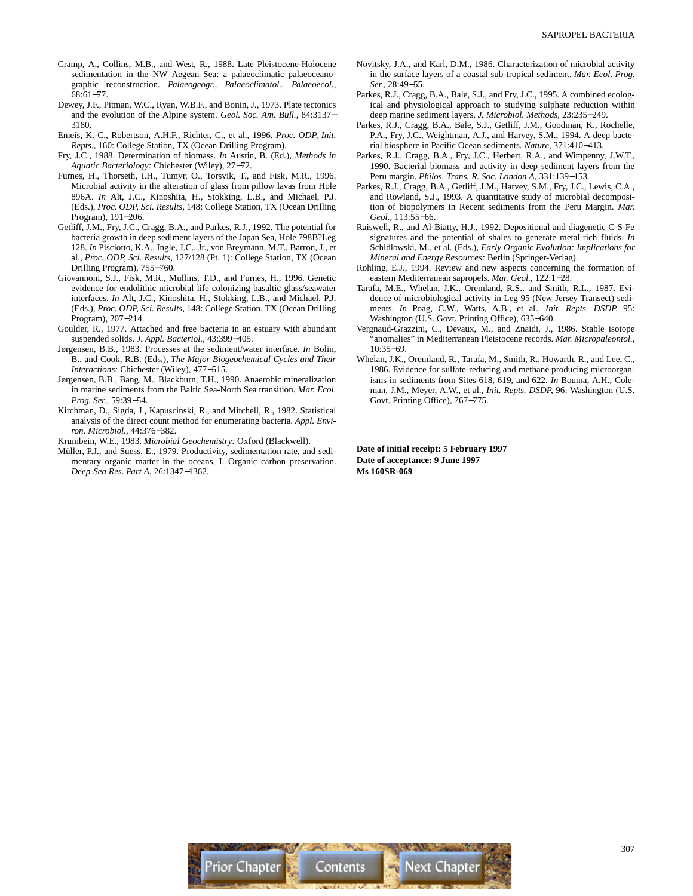Cramp, A., Collins, M.B., and West, R., 1988. Late Pleistocene-Holocene sedimentation in the NW Aegean Sea: a palaeoclimatic palaeoceanographic reconstruction. *Palaeogeogr., Palaeoclimatol., Palaeoecol.,* 68:61−77.

Dewey, J.F., Pitman, W.C., Ryan, W.B.F., and Bonin, J., 1973. Plate tectonics and the evolution of the Alpine system. *Geol. Soc. Am. Bull.,* 84:3137−3180.

Emeis, K.-C., Robertson, A.H.F., Richter, C., et al., 1996. *Proc. ODP, Init. Repts.,* 160: College Station, TX (Ocean Drilling Program).

Fry, J.C., 1988. Determination of biomass. *In* Austin, B. (Ed.), *Methods in Aquatic Bacteriology:* Chichester (Wiley), 27−72.

Furnes, H., Thorseth, I.H., Tumyr, O., Torsvik, T., and Fisk, M.R., 1996. Microbial activity in the alteration of glass from pillow lavas from Hole 896A. *In* Alt, J.C., Kinoshita, H., Stokking, L.B., and Michael, P.J. (Eds.), *Proc. ODP, Sci. Results,* 148: College Station, TX (Ocean Drilling Program), 191−206.

Getliff, J.M., Fry, J.C., Cragg, B.A., and Parkes, R.J., 1992. The potential for bacteria growth in deep sediment layers of the Japan Sea, Hole 798B?Leg 128. *In* Pisciotto, K.A., Ingle, J.C., Jr., von Breymann, M.T., Barron, J., et al., *Proc. ODP, Sci. Results,* 127/128 (Pt. 1): College Station, TX (Ocean Drilling Program), 755−760.

Giovannoni, S.J., Fisk, M.R., Mullins, T.D., and Furnes, H., 1996. Genetic evidence for endolithic microbial life colonizing basaltic glass/seawater interfaces. *In* Alt, J.C., Kinoshita, H., Stokking, L.B., and Michael, P.J. (Eds.), *Proc. ODP, Sci. Results,* 148: College Station, TX (Ocean Drilling Program), 207−214.

Goulder, R., 1977. Attached and free bacteria in an estuary with abundant suspended solids. *J. Appl. Bacteriol.,* 43:399−405.

Jørgensen, B.B., 1983. Processes at the sediment/water interface. *In* Bolin, B., and Cook, R.B. (Eds.), *The Major Biogeochemical Cycles and Their Interactions:* Chichester (Wiley), 477−515.

Jørgensen, B.B., Bang, M., Blackburn, T.H., 1990. Anaerobic mineralization in marine sediments from the Baltic Sea-North Sea transition. *Mar. Ecol. Prog. Ser.,* 59:39−54.

Kirchman, D., Sigda, J., Kapuscinski, R., and Mitchell, R., 1982. Statistical analysis of the direct count method for enumerating bacteria. *Appl. Environ. Microbiol.,* 44:376−382.

Krumbein, W.E., 1983. *Microbial Geochemistry:* Oxford (Blackwell).

Müller, P.J., and Suess, E., 1979. Productivity, sedimentation rate, and sedimentary organic matter in the oceans, I. Organic carbon preservation. *Deep-Sea Res. Part A,* 26:1347−1362.

Novitsky, J.A., and Karl, D.M., 1986. Characterization of microbial activity in the surface layers of a coastal sub-tropical sediment. *Mar. Ecol. Prog. Ser.,* 28:49−55.

Parkes, R.J., Cragg, B.A., Bale, S.J., and Fry, J.C., 1995. A combined ecological and physiological approach to studying sulphate reduction within deep marine sediment layers. *J. Microbiol. Methods,* 23:235−249.

Parkes, R.J., Cragg, B.A., Bale, S.J., Getliff, J.M., Goodman, K., Rochelle, P.A., Fry, J.C., Weightman, A.J., and Harvey, S.M., 1994. A deep bacterial biosphere in Pacific Ocean sediments. *Nature,* 371:410−413.

Parkes, R.J., Cragg, B.A., Fry, J.C., Herbert, R.A., and Wimpenny, J.W.T., 1990. Bacterial biomass and activity in deep sediment layers from the Peru margin. *Philos. Trans. R. Soc. London A,* 331:139−153.

Parkes, R.J., Cragg, B.A., Getliff, J.M., Harvey, S.M., Fry, J.C., Lewis, C.A., and Rowland, S.J., 1993. A quantitative study of microbial decomposition of biopolymers in Recent sediments from the Peru Margin. *Mar. Geol.,* 113:55−66.

Raiswell, R., and Al-Biatty, H.J., 1992. Depositional and diagenetic C-S-Fe signatures and the potential of shales to generate metal-rich fluids. *In* Schidlowski, M., et al. (Eds.), *Early Organic Evolution: Implications for Mineral and Energy Resources:* Berlin (Springer-Verlag).

Rohling, E.J., 1994. Review and new aspects concerning the formation of eastern Mediterranean sapropels. *Mar. Geol.,* 122:1−28.

Tarafa, M.E., Whelan, J.K., Oremland, R.S., and Smith, R.L., 1987. Evidence of microbiological activity in Leg 95 (New Jersey Transect) sediments. *In* Poag, C.W., Watts, A.B., et al., *Init. Repts. DSDP,* 95: Washington (U.S. Govt. Printing Office), 635−640.

Vergnaud-Grazzini, C., Devaux, M., and Znaidi, J., 1986. Stable isotope "anomalies" in Mediterranean Pleistocene records. *Mar. Micropaleontol.,* 10:35−69.

Whelan, J.K., Oremland, R., Tarafa, M., Smith, R., Howarth, R., and Lee, C., 1986. Evidence for sulfate-reducing and methane producing microorganisms in sediments from Sites 618, 619, and 622. *In* Bouma, A.H., Coleman, J.M., Meyer, A.W., et al., *Init. Repts. DSDP,* 96: Washington (U.S. Govt. Printing Office), 767−775.

**Date of initial receipt: 5 February 1997**
**Date of acceptance: 9 June 1997**
**Ms 160SR-069**